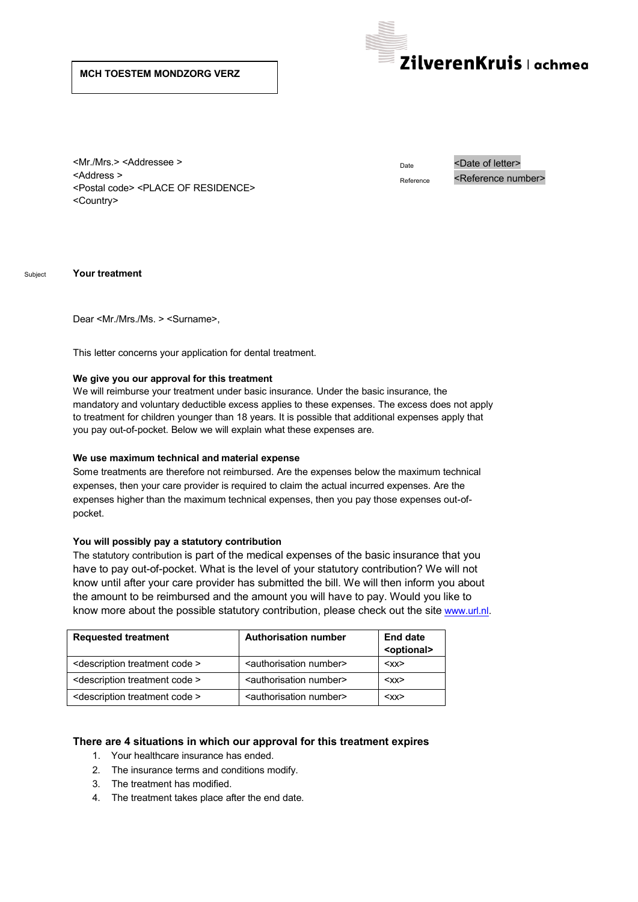MCH TOESTEM MONDZORG VERZ

ZilverenKruis | achmea

<Mr./Mrs.> <Addressee >
<Address >
<Postal code> <PLACE OF RESIDENCE>
<Country>

Date <Date of letter>
Reference <Reference number>

Subject **Your treatment**

Dear <Mr./Mrs./Ms. > <Surname>,

This letter concerns your application for dental treatment.

**We give you our approval for this treatment**
We will reimburse your treatment under basic insurance. Under the basic insurance, the mandatory and voluntary deductible excess applies to these expenses. The excess does not apply to treatment for children younger than 18 years. It is possible that additional expenses apply that you pay out-of-pocket. Below we will explain what these expenses are.

**We use maximum technical and material expense**
Some treatments are therefore not reimbursed. Are the expenses below the maximum technical expenses, then your care provider is required to claim the actual incurred expenses. Are the expenses higher than the maximum technical expenses, then you pay those expenses out-of-pocket.

**You will possibly pay a statutory contribution**
The statutory contribution is part of the medical expenses of the basic insurance that you have to pay out-of-pocket. What is the level of your statutory contribution? We will not know until after your care provider has submitted the bill. We will then inform you about the amount to be reimbursed and the amount you will have to pay. Would you like to know more about the possible statutory contribution, please check out the site www.url.nl.

| Requested treatment | Authorisation number | End date <optional> |
|---|---|---|
| <description treatment code > | <authorisation number> | <xx> |
| <description treatment code > | <authorisation number> | <xx> |
| <description treatment code > | <authorisation number> | <xx> |

**There are 4 situations in which our approval for this treatment expires**

1. Your healthcare insurance has ended.
2. The insurance terms and conditions modify.
3. The treatment has modified.
4. The treatment takes place after the end date.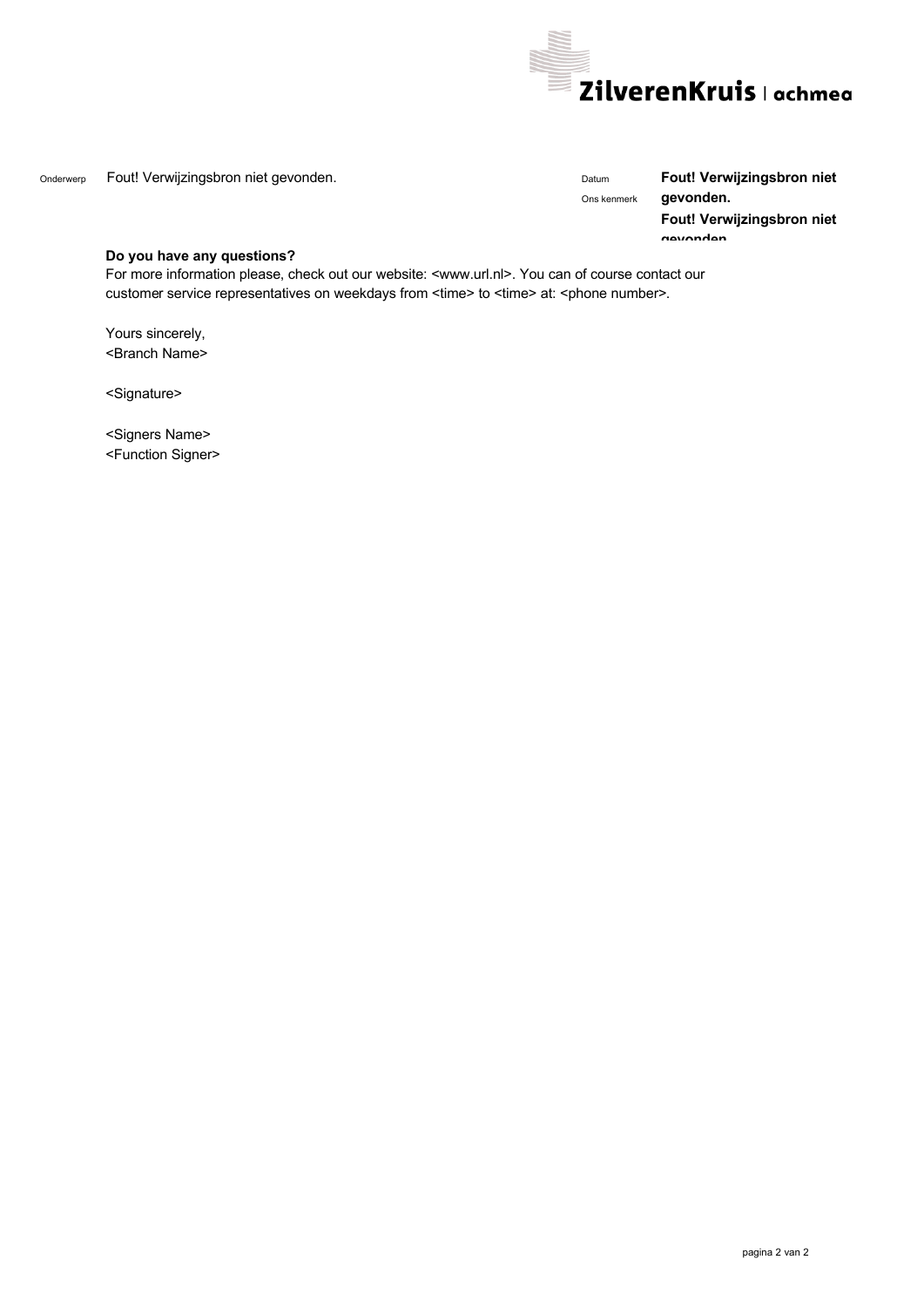Onderwerp Fout! Verwijzingsbron niet gevonden.

Datum **Fout! Verwijzingsbron niet gevonden.**

Ons kenmerk **Fout! Verwijzingsbron niet gevonden.**

**Do you have any questions?**

For more information please, check out our website: <www.url.nl>. You can of course contact our customer service representatives on weekdays from <time> to <time> at: <phone number>.

Yours sincerely,
<Branch Name>

<Signature>

<Signers Name>
<Function Signer>